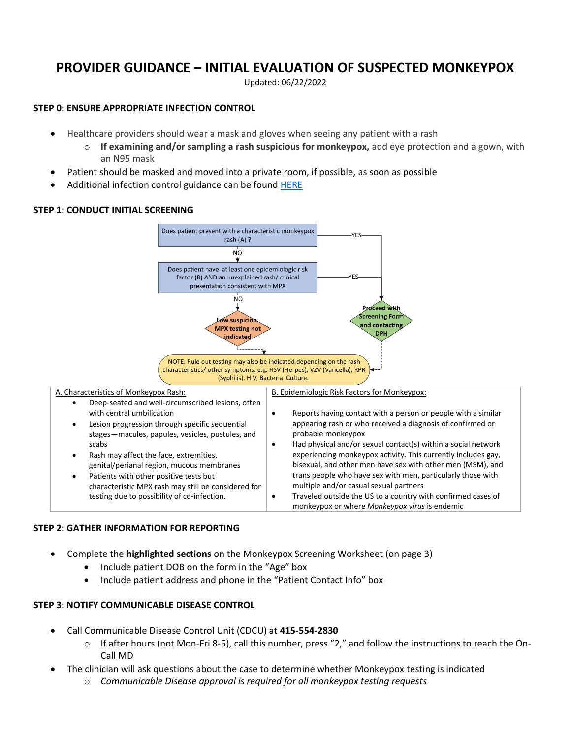# PROVIDER GUIDANCE – INITIAL EVALUATION OF SUSPECTED MONKEYPOX

Updated: 06/22/2022

### STEP 0: ENSURE APPROPRIATE INFECTION CONTROL

- Healthcare providers should wear a mask and gloves when seeing any patient with a rash
  - **If examining and/or sampling a rash suspicious for monkeypox,** add eye protection and a gown, with an N95 mask
- Patient should be masked and moved into a private room, if possible, as soon as possible
- Additional infection control guidance can be found HERE

### STEP 1: CONDUCT INITIAL SCREENING

Does patient present with a characteristic monkeypox rash (A) ?
- YES → **Proceed with Screening Form and contacting DPH**
- NO → Does patient have at least one epidemiologic risk factor (B) AND an unexplained rash/ clinical presentation consistent with MPX
  - YES → **Proceed with Screening Form and contacting DPH**
  - NO → **Low suspicion. MPX testing not indicated**

NOTE: Rule out testing may also be indicated depending on the rash characteristics/ other symptoms. e.g. HSV (Herpes), VZV (Varicella), RPR (Syphilis), HIV, Bacterial Culture.

| A. Characteristics of Monkeypox Rash: | B. Epidemiologic Risk Factors for Monkeypox: |
| --- | --- |
| • Deep-seated and well-circumscribed lesions, often with central umbilication<br>• Lesion progression through specific sequential stages—macules, papules, vesicles, pustules, and scabs<br>• Rash may affect the face, extremities, genital/perianal region, mucous membranes<br>• Patients with other positive tests but characteristic MPX rash may still be considered for testing due to possibility of co-infection. | • Reports having contact with a person or people with a similar appearing rash or who received a diagnosis of confirmed or probable monkeypox<br>• Had physical and/or sexual contact(s) within a social network experiencing monkeypox activity. This currently includes gay, bisexual, and other men have sex with other men (MSM), and trans people who have sex with men, particularly those with multiple and/or casual sexual partners<br>• Traveled outside the US to a country with confirmed cases of monkeypox or where *Monkeypox virus* is endemic |

### STEP 2: GATHER INFORMATION FOR REPORTING

- Complete the **highlighted sections** on the Monkeypox Screening Worksheet (on page 3)
  - Include patient DOB on the form in the "Age" box
  - Include patient address and phone in the "Patient Contact Info" box

### STEP 3: NOTIFY COMMUNICABLE DISEASE CONTROL

- Call Communicable Disease Control Unit (CDCU) at **415-554-2830**
  - If after hours (not Mon-Fri 8-5), call this number, press "2," and follow the instructions to reach the On-Call MD
- The clinician will ask questions about the case to determine whether Monkeypox testing is indicated
  - *Communicable Disease approval is required for all monkeypox testing requests*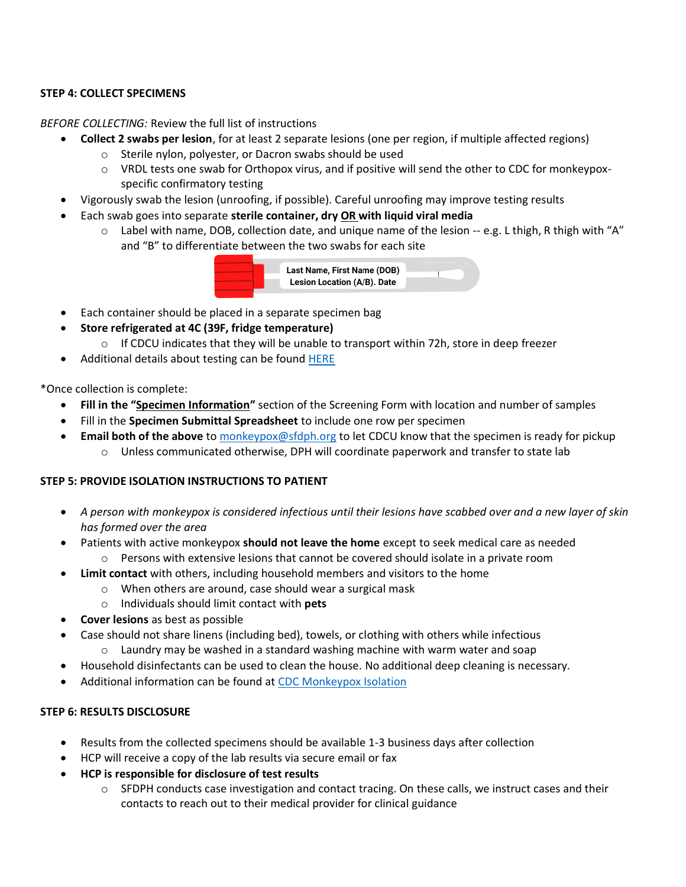**STEP 4: COLLECT SPECIMENS**

*BEFORE COLLECTING:* Review the full list of instructions

- **Collect 2 swabs per lesion**, for at least 2 separate lesions (one per region, if multiple affected regions)
  - Sterile nylon, polyester, or Dacron swabs should be used
  - VRDL tests one swab for Orthopox virus, and if positive will send the other to CDC for monkeypox-specific confirmatory testing
- Vigorously swab the lesion (unroofing, if possible). Careful unroofing may improve testing results
- Each swab goes into separate **sterile container, dry OR with liquid viral media**
  - Label with name, DOB, collection date, and unique name of the lesion -- e.g. L thigh, R thigh with "A" and "B" to differentiate between the two swabs for each site

Last Name, First Name (DOB)
Lesion Location (A/B). Date

- Each container should be placed in a separate specimen bag
- **Store refrigerated at 4C (39F, fridge temperature)**
  - If CDCU indicates that they will be unable to transport within 72h, store in deep freezer
- Additional details about testing can be found HERE

*Once collection is complete:

- **Fill in the "Specimen Information"** section of the Screening Form with location and number of samples
- Fill in the **Specimen Submittal Spreadsheet** to include one row per specimen
- **Email both of the above** to monkeypox@sfdph.org to let CDCU know that the specimen is ready for pickup
  - Unless communicated otherwise, DPH will coordinate paperwork and transfer to state lab

**STEP 5: PROVIDE ISOLATION INSTRUCTIONS TO PATIENT**

- *A person with monkeypox is considered infectious until their lesions have scabbed over and a new layer of skin has formed over the area*
- Patients with active monkeypox **should not leave the home** except to seek medical care as needed
  - Persons with extensive lesions that cannot be covered should isolate in a private room
- **Limit contact** with others, including household members and visitors to the home
  - When others are around, case should wear a surgical mask
  - Individuals should limit contact with **pets**
- **Cover lesions** as best as possible
- Case should not share linens (including bed), towels, or clothing with others while infectious
  - Laundry may be washed in a standard washing machine with warm water and soap
- Household disinfectants can be used to clean the house. No additional deep cleaning is necessary.
- Additional information can be found at CDC Monkeypox Isolation

**STEP 6: RESULTS DISCLOSURE**

- Results from the collected specimens should be available 1-3 business days after collection
- HCP will receive a copy of the lab results via secure email or fax
- **HCP is responsible for disclosure of test results**
  - SFDPH conducts case investigation and contact tracing. On these calls, we instruct cases and their contacts to reach out to their medical provider for clinical guidance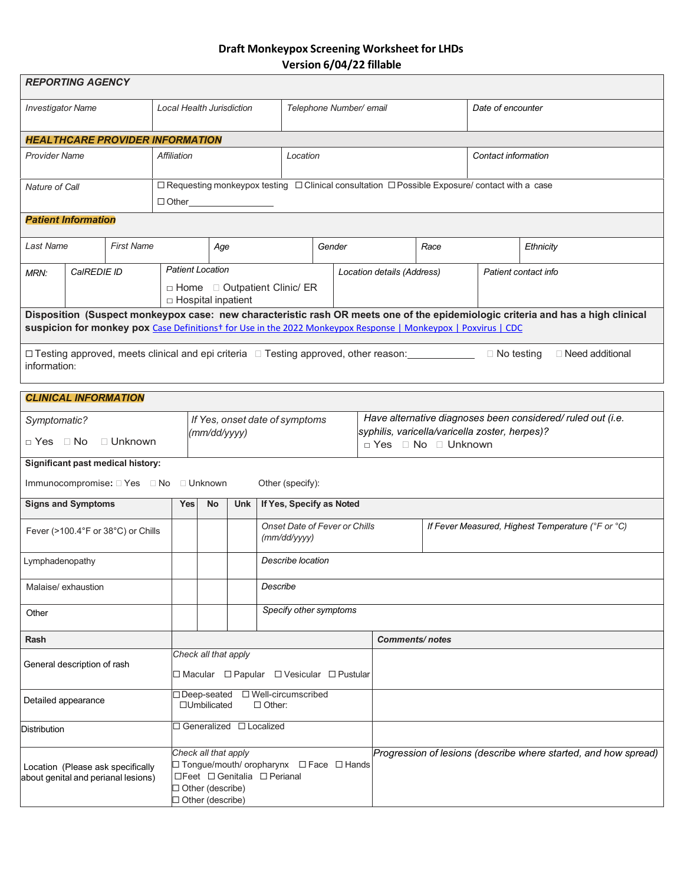# Draft Monkeypox Screening Worksheet for LHDs
## Version 6/04/22 fillable

| ***REPORTING AGENCY*** | | | |
|---|---|---|---|
| *Investigator Name* | *Local Health Jurisdiction* | *Telephone Number/ email* | *Date of encounter* |

| ***HEALTHCARE PROVIDER INFORMATION*** | | | |
|---|---|---|---|
| *Provider Name* | *Affiliation* | *Location* | *Contact information* |
| *Nature of Call* | ☐ Requesting monkeypox testing ☐ Clinical consultation ☐ Possible Exposure/ contact with a case ☐ Other_______________ | | |

| ***Patient Information*** | | | | | |
|---|---|---|---|---|---|
| *Last Name* | *First Name* | *Age* | *Gender* | *Race* | *Ethnicity* |
| *MRN:* | *CalREDIE ID* | *Patient Location* ☐ Home ☐ Outpatient Clinic/ ER ☐ Hospital inpatient | *Location details (Address)* | *Patient contact info* | |

**Disposition (Suspect monkeypox case: new characteristic rash OR meets one of the epidemiologic criteria and has a high clinical suspicion for monkey pox** [Case Definitions† for Use in the 2022 Monkeypox Response | Monkeypox | Poxvirus | CDC]

☐ Testing approved, meets clinical and epi criteria ☐ Testing approved, other reason:____________ ☐ No testing ☐ Need additional information:

| ***CLINICAL INFORMATION*** | | |
|---|---|---|
| *Symptomatic?* ☐ Yes ☐ No ☐ Unknown | *If Yes, onset date of symptoms (mm/dd/yyyy)* | *Have alternative diagnoses been considered/ ruled out (i.e. syphilis, varicella/varicella zoster, herpes)?* ☐ Yes ☐ No ☐ Unknown |

**Significant past medical history:**

**Immunocompromise:** ☐ Yes ☐ No ☐ Unknown Other (specify):

| **Signs and Symptoms** | **Yes** | **No** | **Unk** | **If Yes, Specify as Noted** | |
|---|---|---|---|---|---|
| Fever (>100.4°F or 38°C) or Chills | | | | *Onset Date of Fever or Chills (mm/dd/yyyy)* | *If Fever Measured, Highest Temperature (°F or °C)* |
| Lymphadenopathy | | | | *Describe location* | |
| Malaise/ exhaustion | | | | *Describe* | |
| Other | | | | *Specify other symptoms* | |

| **Rash** | | ***Comments/ notes*** |
|---|---|---|
| General description of rash | *Check all that apply* ☐ Macular ☐ Papular ☐ Vesicular ☐ Pustular | |
| Detailed appearance | ☐ Deep-seated ☐ Well-circumscribed ☐ Umbilicated ☐ Other: | |
| Distribution | ☐ Generalized ☐ Localized | |
| Location (Please ask specifically about genital and perianal lesions) | *Check all that apply* ☐ Tongue/mouth/ oropharynx ☐ Face ☐ Hands ☐ Feet ☐ Genitalia ☐ Perianal ☐ Other (describe) ☐ Other (describe) | *Progression of lesions (describe where started, and how spread)* |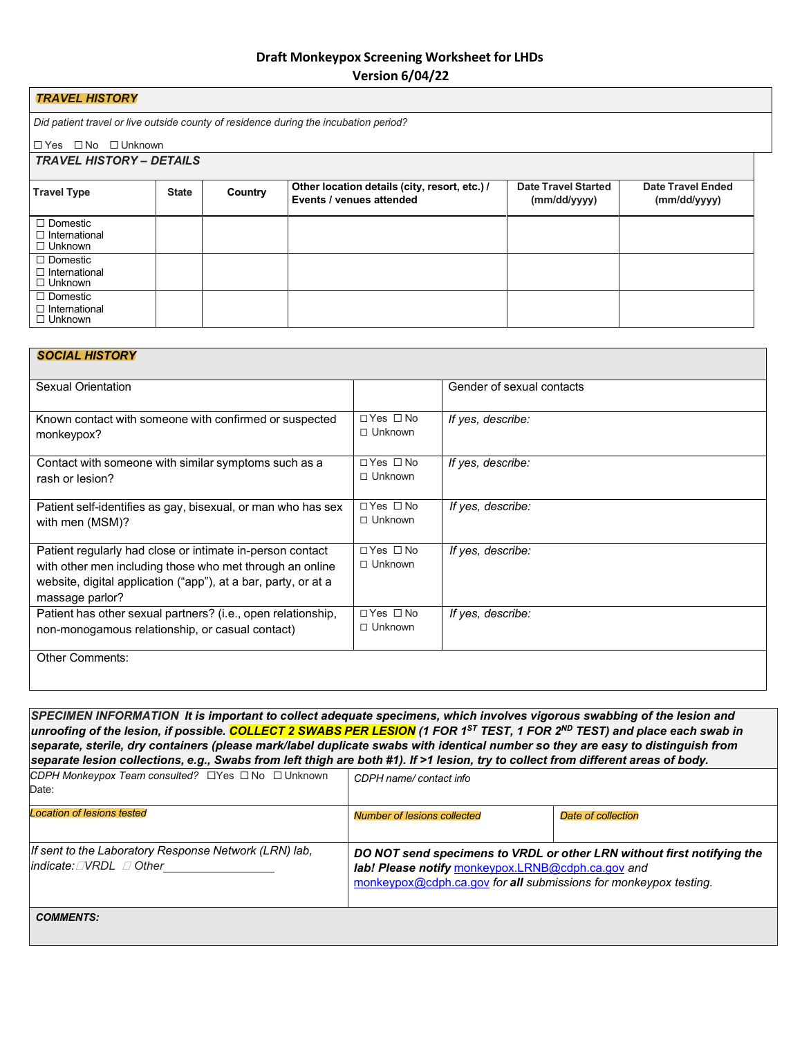# Draft Monkeypox Screening Worksheet for LHDs
## Version 6/04/22

| ***TRAVEL HISTORY*** |
| --- |
| *Did patient travel or live outside county of residence during the incubation period?* ☐ Yes ☐ No ☐ Unknown |

***TRAVEL HISTORY – DETAILS***

| Travel Type | State | Country | Other location details (city, resort, etc.) / Events / venues attended | Date Travel Started (mm/dd/yyyy) | Date Travel Ended (mm/dd/yyyy) |
| --- | --- | --- | --- | --- | --- |
| ☐ Domestic ☐ International ☐ Unknown | | | | | |
| ☐ Domestic ☐ International ☐ Unknown | | | | | |
| ☐ Domestic ☐ International ☐ Unknown | | | | | |

| ***SOCIAL HISTORY*** | | |
| --- | --- | --- |
| Sexual Orientation | | Gender of sexual contacts |
| Known contact with someone with confirmed or suspected monkeypox? | ☐ Yes ☐ No ☐ Unknown | *If yes, describe:* |
| Contact with someone with similar symptoms such as a rash or lesion? | ☐ Yes ☐ No ☐ Unknown | *If yes, describe:* |
| Patient self-identifies as gay, bisexual, or man who has sex with men (MSM)? | ☐ Yes ☐ No ☐ Unknown | *If yes, describe:* |
| Patient regularly had close or intimate in-person contact with other men including those who met through an online website, digital application ("app"), at a bar, party, or at a massage parlor? | ☐ Yes ☐ No ☐ Unknown | *If yes, describe:* |
| Patient has other sexual partners? (i.e., open relationship, non-monogamous relationship, or casual contact) | ☐ Yes ☐ No ☐ Unknown | *If yes, describe:* |
| Other Comments: | | |

***SPECIMEN INFORMATION*** ***It is important to collect adequate specimens, which involves vigorous swabbing of the lesion and unroofing of the lesion, if possible. COLLECT 2 SWABS PER LESION (1 FOR 1ST TEST, 1 FOR 2ND TEST) and place each swab in separate, sterile, dry containers (please mark/label duplicate swabs with identical number so they are easy to distinguish from separate lesion collections, e.g., Swabs from left thigh are both #1). If >1 lesion, try to collect from different areas of body.***

| | | |
| --- | --- | --- |
| *CDPH Monkeypox Team consulted?* ☐ Yes ☐ No ☐ Unknown Date: | *CDPH name/ contact info* | |
| *Location of lesions tested* | *Number of lesions collected* | *Date of collection* |
| *If sent to the Laboratory Response Network (LRN) lab, indicate:* ☐ *VRDL* ☐ *Other*\_\_\_\_\_\_\_\_\_\_\_\_\_\_\_\_\_\_ | ***DO NOT send specimens to VRDL or other LRN without first notifying the lab! Please notify*** *monkeypox.LRNB@cdph.ca.gov and monkeypox@cdph.ca.gov for **all** submissions for monkeypox testing.* | |
| ***COMMENTS:*** | | |